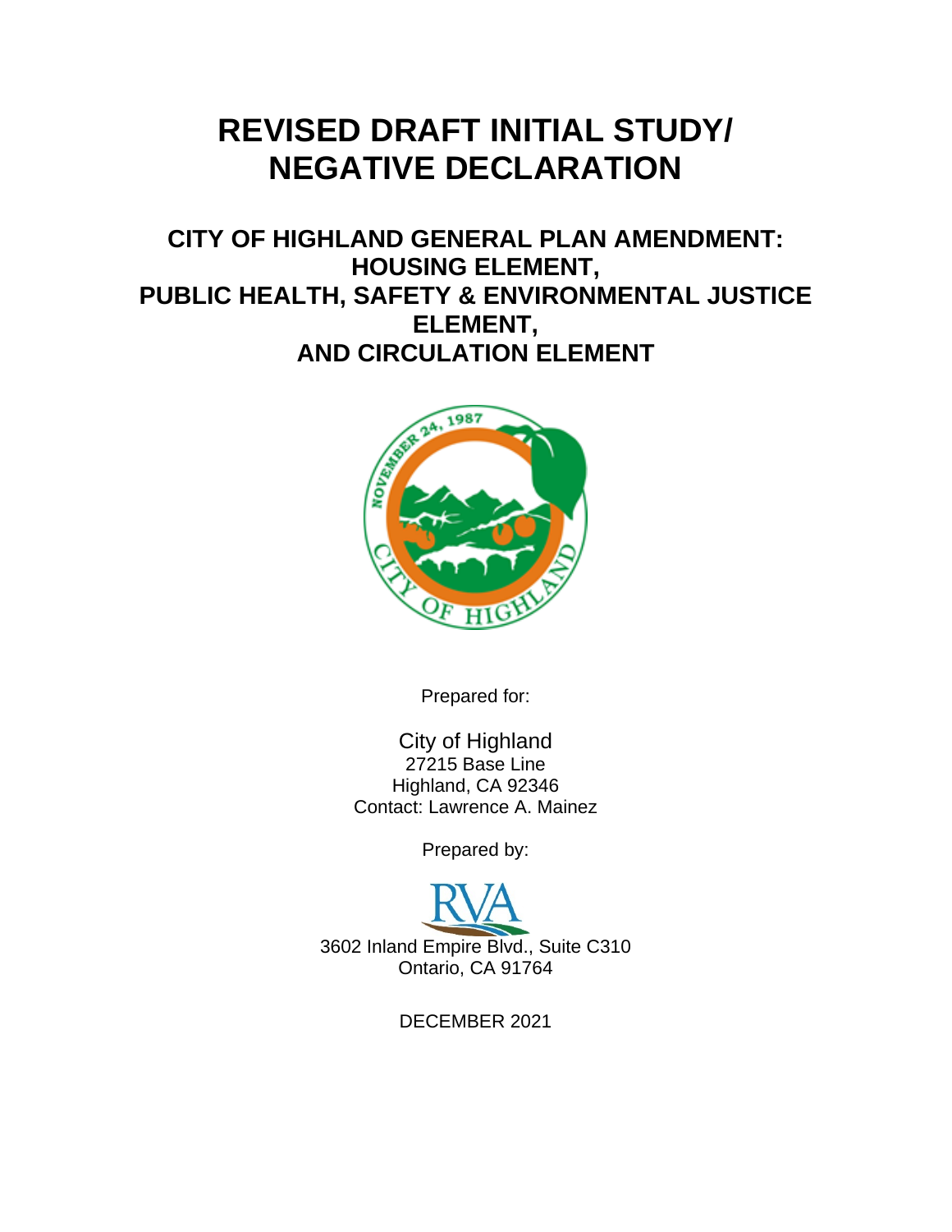# REVISED DRAFT INITIAL STUDY/ NEGATIVE DECLARATION

## CITY OF HIGHLAND GENERAL PLAN AMENDMENT: HOUSING ELEMENT, PUBLIC HEALTH, SAFETY & ENVIRONMENTAL JUSTICE ELEMENT, AND CIRCULATION ELEMENT

Prepared for:

City of Highland
27215 Base Line
Highland, CA 92346
Contact: Lawrence A. Mainez

Prepared by:

RVA
3602 Inland Empire Blvd., Suite C310
Ontario, CA 91764

DECEMBER 2021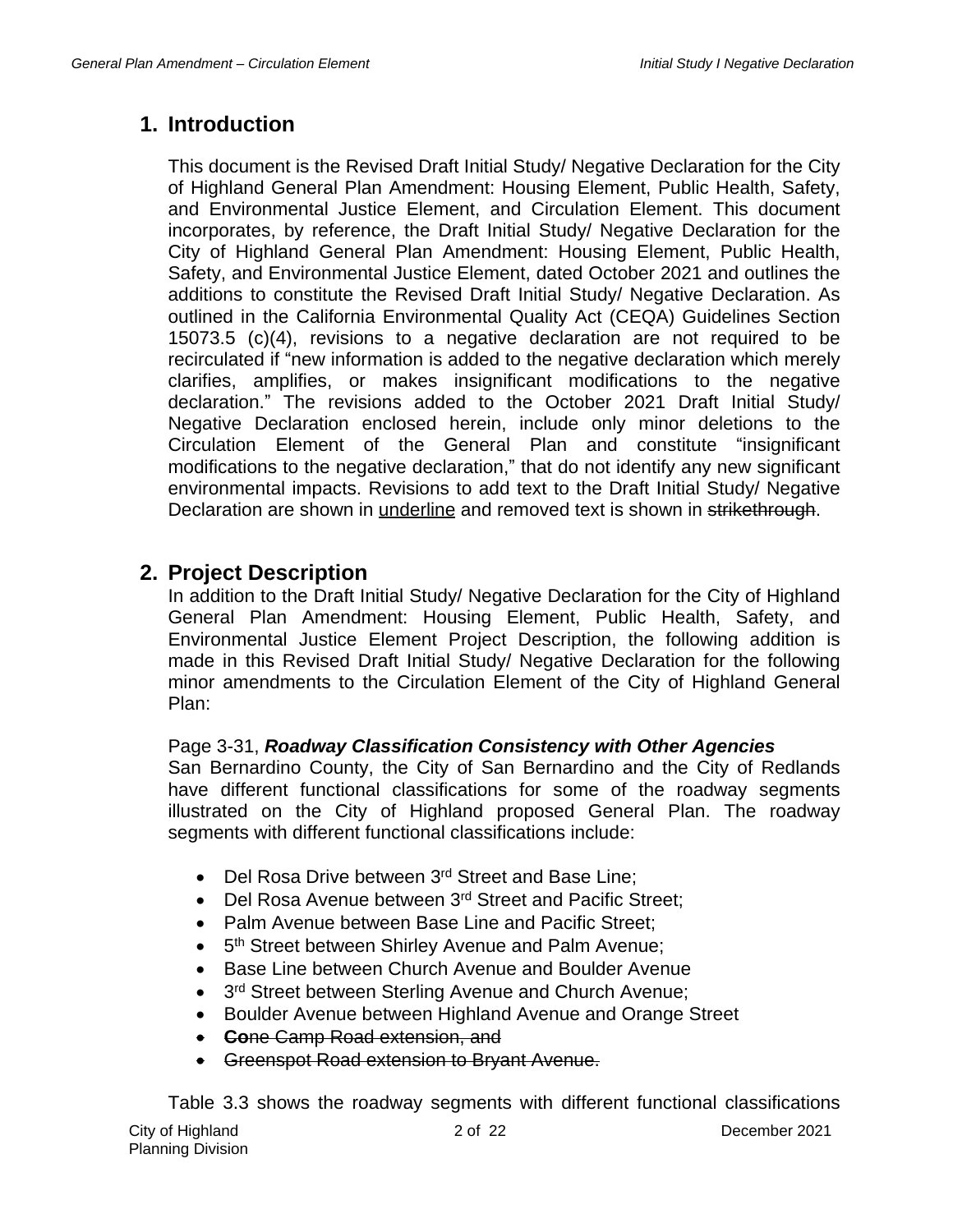## 1. Introduction

This document is the Revised Draft Initial Study/ Negative Declaration for the City of Highland General Plan Amendment: Housing Element, Public Health, Safety, and Environmental Justice Element, and Circulation Element. This document incorporates, by reference, the Draft Initial Study/ Negative Declaration for the City of Highland General Plan Amendment: Housing Element, Public Health, Safety, and Environmental Justice Element, dated October 2021 and outlines the additions to constitute the Revised Draft Initial Study/ Negative Declaration. As outlined in the California Environmental Quality Act (CEQA) Guidelines Section 15073.5 (c)(4), revisions to a negative declaration are not required to be recirculated if "new information is added to the negative declaration which merely clarifies, amplifies, or makes insignificant modifications to the negative declaration." The revisions added to the October 2021 Draft Initial Study/ Negative Declaration enclosed herein, include only minor deletions to the Circulation Element of the General Plan and constitute "insignificant modifications to the negative declaration," that do not identify any new significant environmental impacts. Revisions to add text to the Draft Initial Study/ Negative Declaration are shown in <u>underline</u> and removed text is shown in ~~strikethrough~~.

## 2. Project Description

In addition to the Draft Initial Study/ Negative Declaration for the City of Highland General Plan Amendment: Housing Element, Public Health, Safety, and Environmental Justice Element Project Description, the following addition is made in this Revised Draft Initial Study/ Negative Declaration for the following minor amendments to the Circulation Element of the City of Highland General Plan:

Page 3-31, ***Roadway Classification Consistency with Other Agencies***
San Bernardino County, the City of San Bernardino and the City of Redlands have different functional classifications for some of the roadway segments illustrated on the City of Highland proposed General Plan. The roadway segments with different functional classifications include:

- Del Rosa Drive between 3rd Street and Base Line;
- Del Rosa Avenue between 3rd Street and Pacific Street;
- Palm Avenue between Base Line and Pacific Street;
- 5th Street between Shirley Avenue and Palm Avenue;
- Base Line between Church Avenue and Boulder Avenue
- 3rd Street between Sterling Avenue and Church Avenue;
- Boulder Avenue between Highland Avenue and Orange Street
- ~~**Co**ne Camp Road extension, and~~
- ~~Greenspot Road extension to Bryant Avenue.~~

Table 3.3 shows the roadway segments with different functional classifications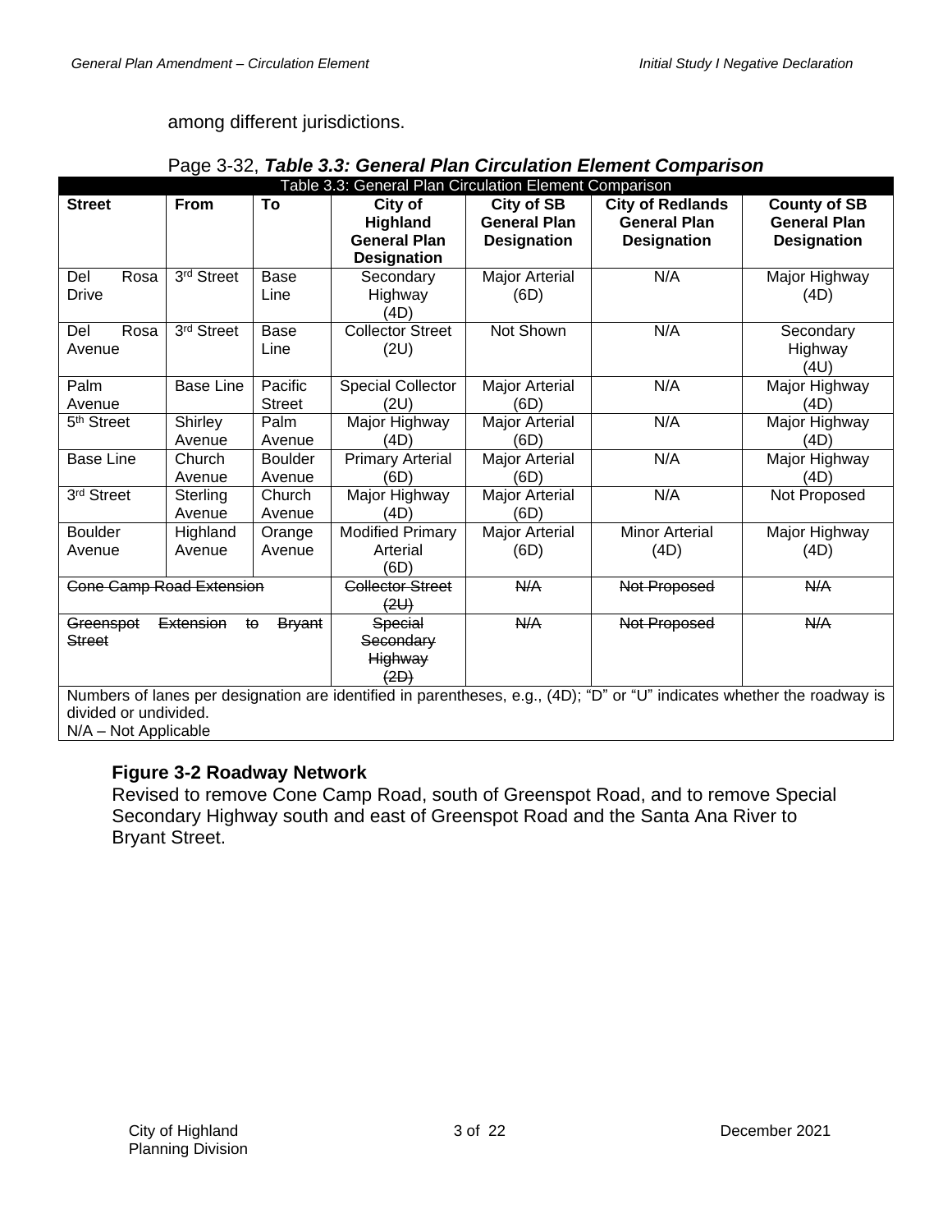among different jurisdictions.

Page 3-32, ***Table 3.3: General Plan Circulation Element Comparison***

| Table 3.3: General Plan Circulation Element Comparison | | | | | | |
|---|---|---|---|---|---|---|
| **Street** | **From** | **To** | **City of Highland General Plan Designation** | **City of SB General Plan Designation** | **City of Redlands General Plan Designation** | **County of SB General Plan Designation** |
| Del Rosa Drive | 3rd Street | Base Line | Secondary Highway (4D) | Major Arterial (6D) | N/A | Major Highway (4D) |
| Del Rosa Avenue | 3rd Street | Base Line | Collector Street (2U) | Not Shown | N/A | Secondary Highway (4U) |
| Palm Avenue | Base Line | Pacific Street | Special Collector (2U) | Major Arterial (6D) | N/A | Major Highway (4D) |
| 5th Street | Shirley Avenue | Palm Avenue | Major Highway (4D) | Major Arterial (6D) | N/A | Major Highway (4D) |
| Base Line | Church Avenue | Boulder Avenue | Primary Arterial (6D) | Major Arterial (6D) | N/A | Major Highway (4D) |
| 3rd Street | Sterling Avenue | Church Avenue | Major Highway (4D) | Major Arterial (6D) | N/A | Not Proposed |
| Boulder Avenue | Highland Avenue | Orange Avenue | Modified Primary Arterial (6D) | Major Arterial (6D) | Minor Arterial (4D) | Major Highway (4D) |
| ~~Cone Camp Road Extension~~ | | | ~~Collector Street (2U)~~ | ~~N/A~~ | ~~Not Proposed~~ | ~~N/A~~ |
| ~~Greenspot Extension to Bryant Street~~ | | | ~~Special Secondary Highway (2D)~~ | ~~N/A~~ | ~~Not Proposed~~ | ~~N/A~~ |
| Numbers of lanes per designation are identified in parentheses, e.g., (4D); "D" or "U" indicates whether the roadway is divided or undivided. N/A – Not Applicable | | | | | | |

**Figure 3-2 Roadway Network**

Revised to remove Cone Camp Road, south of Greenspot Road, and to remove Special Secondary Highway south and east of Greenspot Road and the Santa Ana River to Bryant Street.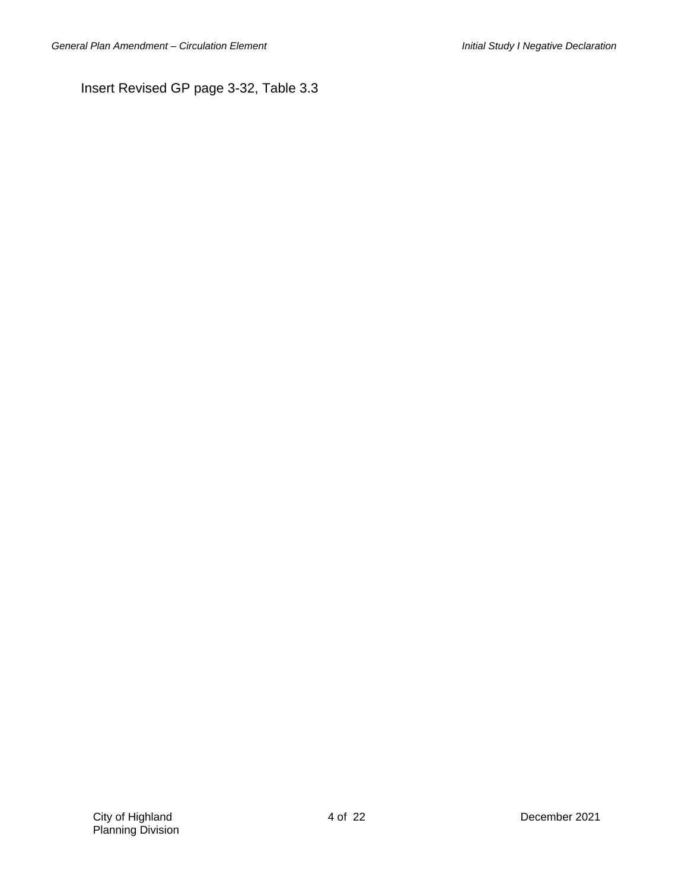Insert Revised GP page 3-32, Table 3.3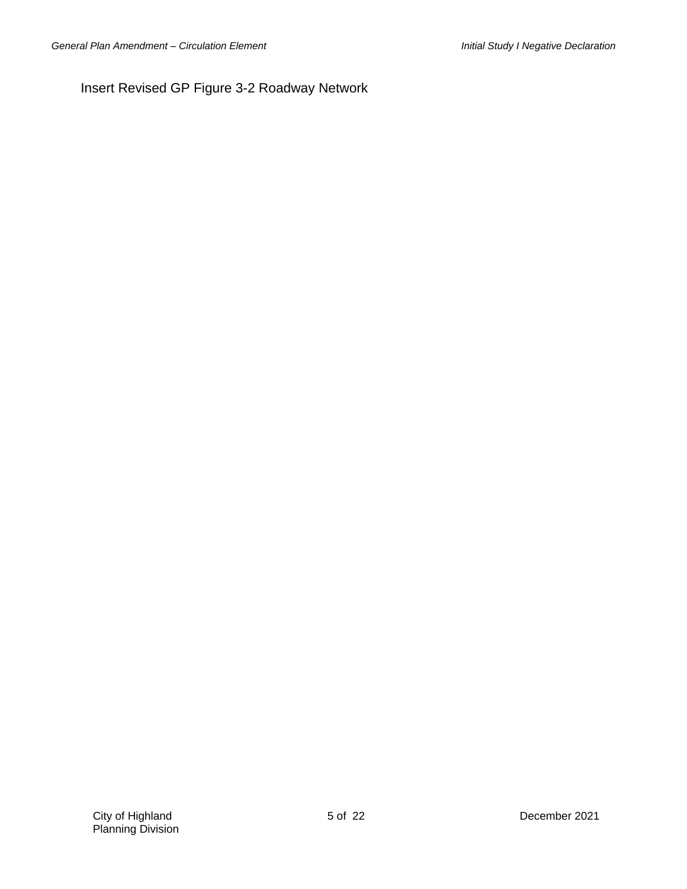Insert Revised GP Figure 3-2 Roadway Network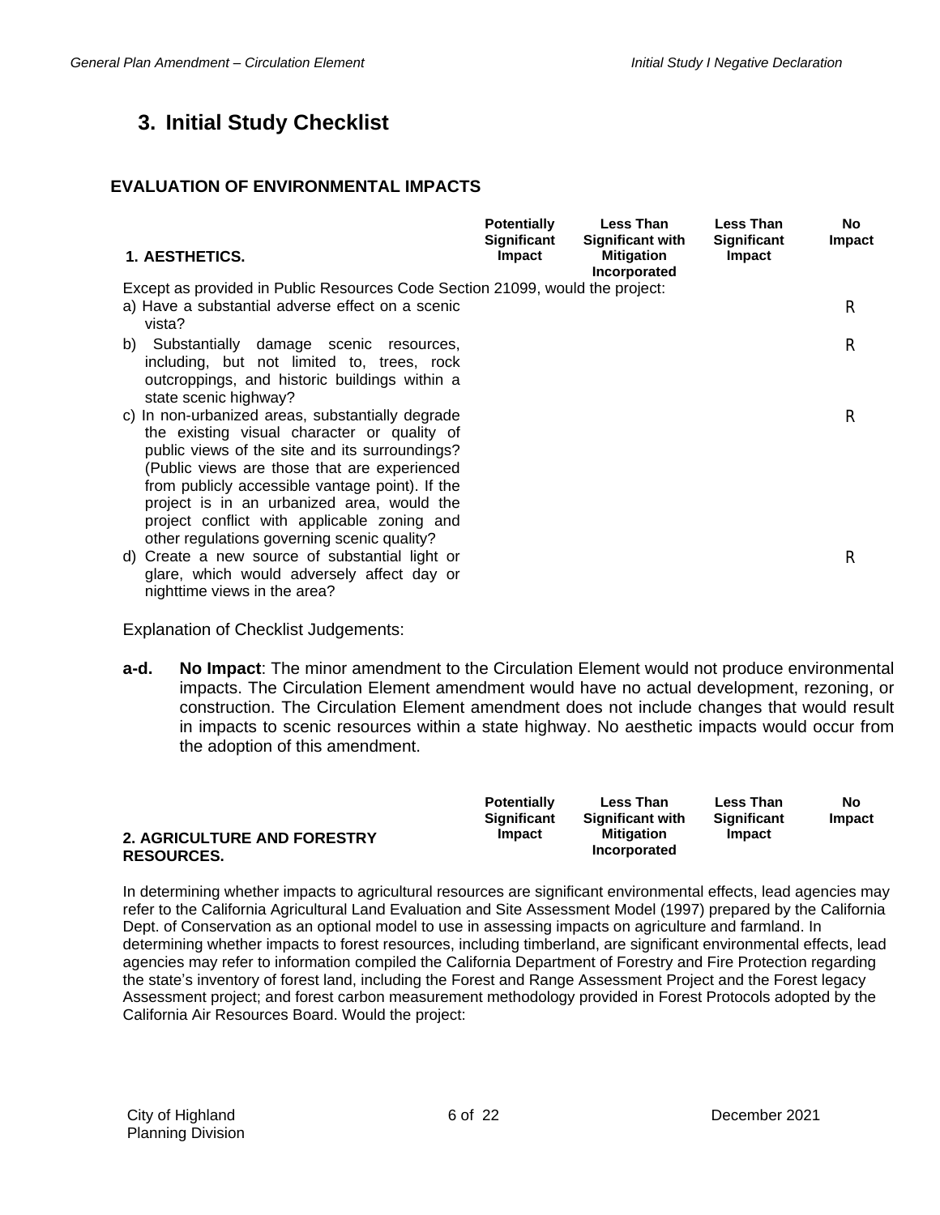# 3. Initial Study Checklist

## EVALUATION OF ENVIRONMENTAL IMPACTS

| 1. AESTHETICS. | Potentially Significant Impact | Less Than Significant with Mitigation Incorporated | Less Than Significant Impact | No Impact |
|---|---|---|---|---|
| Except as provided in Public Resources Code Section 21099, would the project: | | | | |
| a) Have a substantial adverse effect on a scenic vista? | | | | R |
| b) Substantially damage scenic resources, including, but not limited to, trees, rock outcroppings, and historic buildings within a state scenic highway? | | | | R |
| c) In non-urbanized areas, substantially degrade the existing visual character or quality of public views of the site and its surroundings? (Public views are those that are experienced from publicly accessible vantage point). If the project is in an urbanized area, would the project conflict with applicable zoning and other regulations governing scenic quality? | | | | R |
| d) Create a new source of substantial light or glare, which would adversely affect day or nighttime views in the area? | | | | R |

Explanation of Checklist Judgements:

**a-d.** **No Impact**: The minor amendment to the Circulation Element would not produce environmental impacts. The Circulation Element amendment would have no actual development, rezoning, or construction. The Circulation Element amendment does not include changes that would result in impacts to scenic resources within a state highway. No aesthetic impacts would occur from the adoption of this amendment.

| 2. AGRICULTURE AND FORESTRY RESOURCES. | Potentially Significant Impact | Less Than Significant with Mitigation Incorporated | Less Than Significant Impact | No Impact |
|---|---|---|---|---|

In determining whether impacts to agricultural resources are significant environmental effects, lead agencies may refer to the California Agricultural Land Evaluation and Site Assessment Model (1997) prepared by the California Dept. of Conservation as an optional model to use in assessing impacts on agriculture and farmland. In determining whether impacts to forest resources, including timberland, are significant environmental effects, lead agencies may refer to information compiled the California Department of Forestry and Fire Protection regarding the state's inventory of forest land, including the Forest and Range Assessment Project and the Forest legacy Assessment project; and forest carbon measurement methodology provided in Forest Protocols adopted by the California Air Resources Board. Would the project: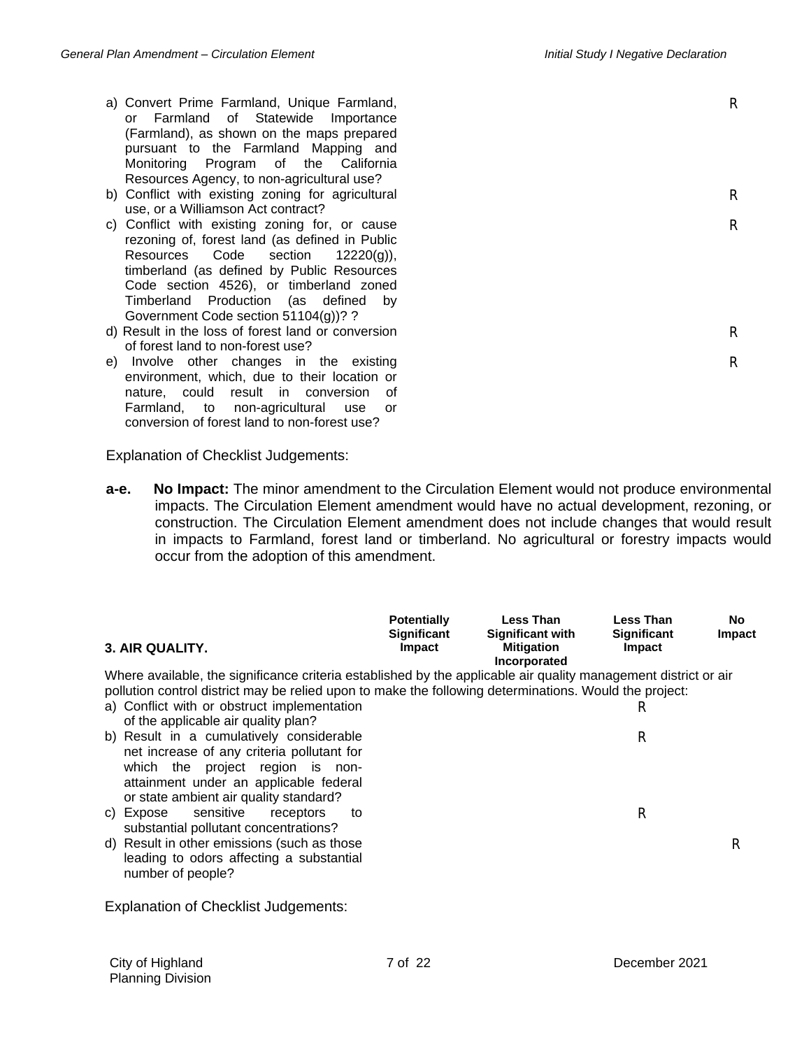| | Potentially Significant Impact | Less Than Significant with Mitigation Incorporated | Less Than Significant Impact | No Impact |
|---|---|---|---|---|
| a) Convert Prime Farmland, Unique Farmland, or Farmland of Statewide Importance (Farmland), as shown on the maps prepared pursuant to the Farmland Mapping and Monitoring Program of the California Resources Agency, to non-agricultural use? | | | | R |
| b) Conflict with existing zoning for agricultural use, or a Williamson Act contract? | | | | R |
| c) Conflict with existing zoning for, or cause rezoning of, forest land (as defined in Public Resources Code section 12220(g)), timberland (as defined by Public Resources Code section 4526), or timberland zoned Timberland Production (as defined by Government Code section 51104(g))? ? | | | | R |
| d) Result in the loss of forest land or conversion of forest land to non-forest use? | | | | R |
| e) Involve other changes in the existing environment, which, due to their location or nature, could result in conversion of Farmland, to non-agricultural use or conversion of forest land to non-forest use? | | | | R |

Explanation of Checklist Judgements:

**a-e. No Impact:** The minor amendment to the Circulation Element would not produce environmental impacts. The Circulation Element amendment would have no actual development, rezoning, or construction. The Circulation Element amendment does not include changes that would result in impacts to Farmland, forest land or timberland. No agricultural or forestry impacts would occur from the adoption of this amendment.

| **3. AIR QUALITY.** | **Potentially Significant Impact** | **Less Than Significant with Mitigation Incorporated** | **Less Than Significant Impact** | **No Impact** |
|---|---|---|---|---|
| Where available, the significance criteria established by the applicable air quality management district or air pollution control district may be relied upon to make the following determinations. Would the project: | | | | |
| a) Conflict with or obstruct implementation of the applicable air quality plan? | | | R | |
| b) Result in a cumulatively considerable net increase of any criteria pollutant for which the project region is non-attainment under an applicable federal or state ambient air quality standard? | | | R | |
| c) Expose sensitive receptors to substantial pollutant concentrations? | | | R | |
| d) Result in other emissions (such as those leading to odors affecting a substantial number of people? | | | | R |

Explanation of Checklist Judgements: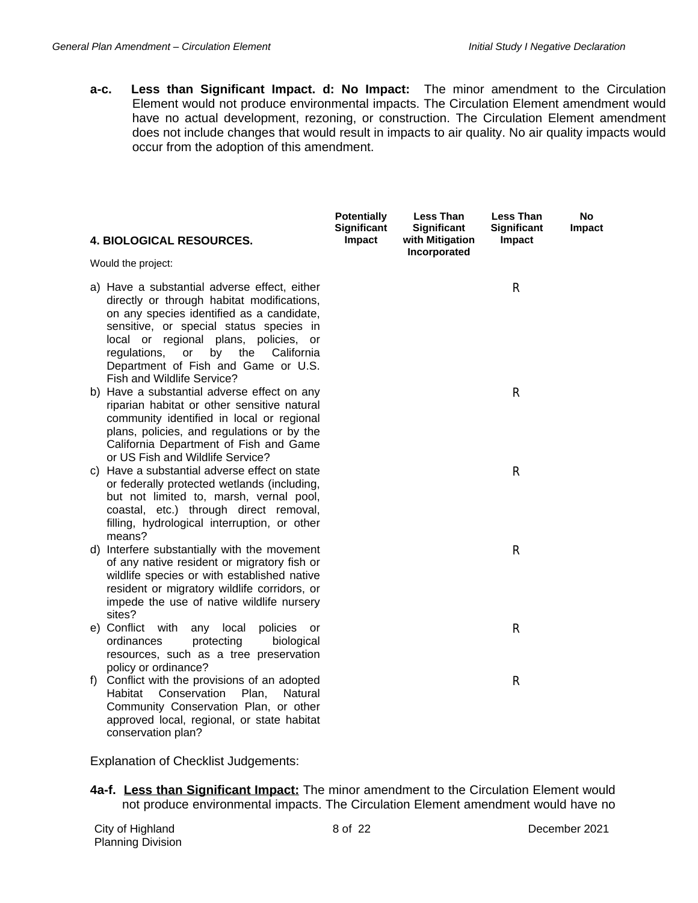**a-c. Less than Significant Impact. d: No Impact:** The minor amendment to the Circulation Element would not produce environmental impacts. The Circulation Element amendment would have no actual development, rezoning, or construction. The Circulation Element amendment does not include changes that would result in impacts to air quality. No air quality impacts would occur from the adoption of this amendment.

| **4. BIOLOGICAL RESOURCES.**<br><br>Would the project: | **Potentially Significant Impact** | **Less Than Significant with Mitigation Incorporated** | **Less Than Significant Impact** | **No Impact** |
|---|---|---|---|---|
| a) Have a substantial adverse effect, either directly or through habitat modifications, on any species identified as a candidate, sensitive, or special status species in local or regional plans, policies, or regulations, or by the California Department of Fish and Game or U.S. Fish and Wildlife Service? | | | R | |
| b) Have a substantial adverse effect on any riparian habitat or other sensitive natural community identified in local or regional plans, policies, and regulations or by the California Department of Fish and Game or US Fish and Wildlife Service? | | | R | |
| c) Have a substantial adverse effect on state or federally protected wetlands (including, but not limited to, marsh, vernal pool, coastal, etc.) through direct removal, filling, hydrological interruption, or other means? | | | R | |
| d) Interfere substantially with the movement of any native resident or migratory fish or wildlife species or with established native resident or migratory wildlife corridors, or impede the use of native wildlife nursery sites? | | | R | |
| e) Conflict with any local policies or ordinances protecting biological resources, such as a tree preservation policy or ordinance? | | | R | |
| f) Conflict with the provisions of an adopted Habitat Conservation Plan, Natural Community Conservation Plan, or other approved local, regional, or state habitat conservation plan? | | | R | |

Explanation of Checklist Judgements:

**4a-f. <u>Less than Significant Impact:</u>** The minor amendment to the Circulation Element would not produce environmental impacts. The Circulation Element amendment would have no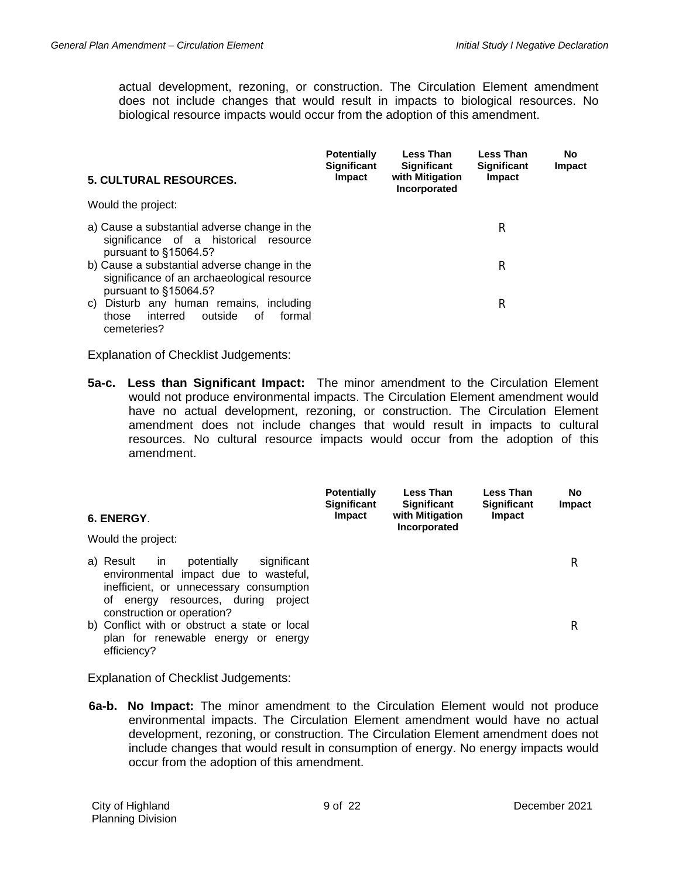actual development, rezoning, or construction. The Circulation Element amendment does not include changes that would result in impacts to biological resources. No biological resource impacts would occur from the adoption of this amendment.

| **5. CULTURAL RESOURCES.** | **Potentially Significant Impact** | **Less Than Significant with Mitigation Incorporated** | **Less Than Significant Impact** | **No Impact** |
|---|---|---|---|---|
| Would the project: | | | | |
| a) Cause a substantial adverse change in the significance of a historical resource pursuant to §15064.5? | | | R | |
| b) Cause a substantial adverse change in the significance of an archaeological resource pursuant to §15064.5? | | | R | |
| c) Disturb any human remains, including those interred outside of formal cemeteries? | | | R | |

Explanation of Checklist Judgements:

**5a-c. Less than Significant Impact:** The minor amendment to the Circulation Element would not produce environmental impacts. The Circulation Element amendment would have no actual development, rezoning, or construction. The Circulation Element amendment does not include changes that would result in impacts to cultural resources. No cultural resource impacts would occur from the adoption of this amendment.

| **6. ENERGY**. | **Potentially Significant Impact** | **Less Than Significant with Mitigation Incorporated** | **Less Than Significant Impact** | **No Impact** |
|---|---|---|---|---|
| Would the project: | | | | |
| a) Result in potentially significant environmental impact due to wasteful, inefficient, or unnecessary consumption of energy resources, during project construction or operation? | | | | R |
| b) Conflict with or obstruct a state or local plan for renewable energy or energy efficiency? | | | | R |

Explanation of Checklist Judgements:

**6a-b. No Impact:** The minor amendment to the Circulation Element would not produce environmental impacts. The Circulation Element amendment would have no actual development, rezoning, or construction. The Circulation Element amendment does not include changes that would result in consumption of energy. No energy impacts would occur from the adoption of this amendment.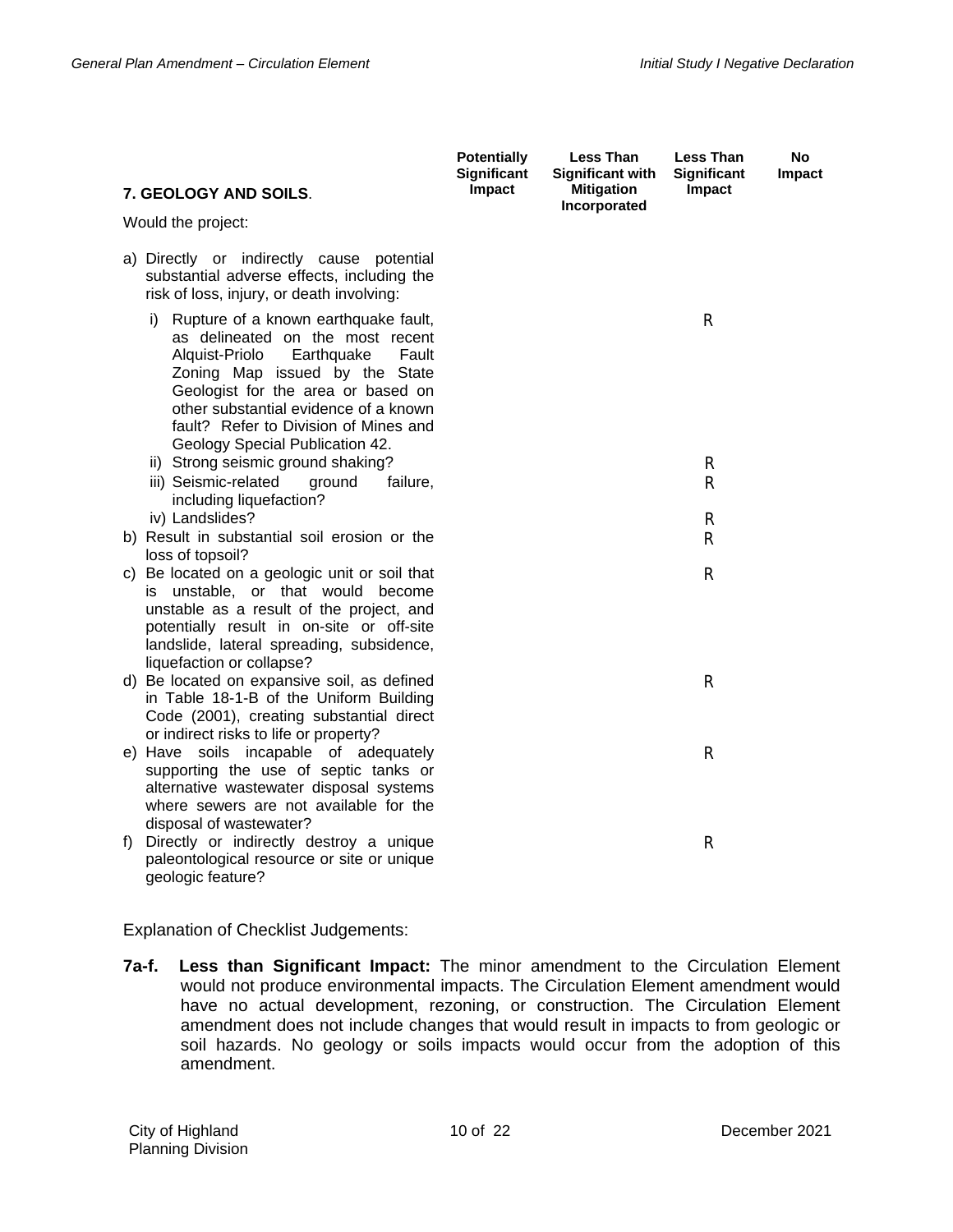| **7. GEOLOGY AND SOILS**. | **Potentially Significant Impact** | **Less Than Significant with Mitigation Incorporated** | **Less Than Significant Impact** | **No Impact** |
|---|---|---|---|---|
| Would the project: | | | | |
| a) Directly or indirectly cause potential substantial adverse effects, including the risk of loss, injury, or death involving: | | | | |
| i) Rupture of a known earthquake fault, as delineated on the most recent Alquist-Priolo Earthquake Fault Zoning Map issued by the State Geologist for the area or based on other substantial evidence of a known fault? Refer to Division of Mines and Geology Special Publication 42. | | | R | |
| ii) Strong seismic ground shaking? | | | R | |
| iii) Seismic-related ground failure, including liquefaction? | | | R | |
| iv) Landslides? | | | R | |
| b) Result in substantial soil erosion or the loss of topsoil? | | | R | |
| c) Be located on a geologic unit or soil that is unstable, or that would become unstable as a result of the project, and potentially result in on-site or off-site landslide, lateral spreading, subsidence, liquefaction or collapse? | | | R | |
| d) Be located on expansive soil, as defined in Table 18-1-B of the Uniform Building Code (2001), creating substantial direct or indirect risks to life or property? | | | R | |
| e) Have soils incapable of adequately supporting the use of septic tanks or alternative wastewater disposal systems where sewers are not available for the disposal of wastewater? | | | R | |
| f) Directly or indirectly destroy a unique paleontological resource or site or unique geologic feature? | | | R | |

Explanation of Checklist Judgements:

**7a-f. Less than Significant Impact:** The minor amendment to the Circulation Element would not produce environmental impacts. The Circulation Element amendment would have no actual development, rezoning, or construction. The Circulation Element amendment does not include changes that would result in impacts to from geologic or soil hazards. No geology or soils impacts would occur from the adoption of this amendment.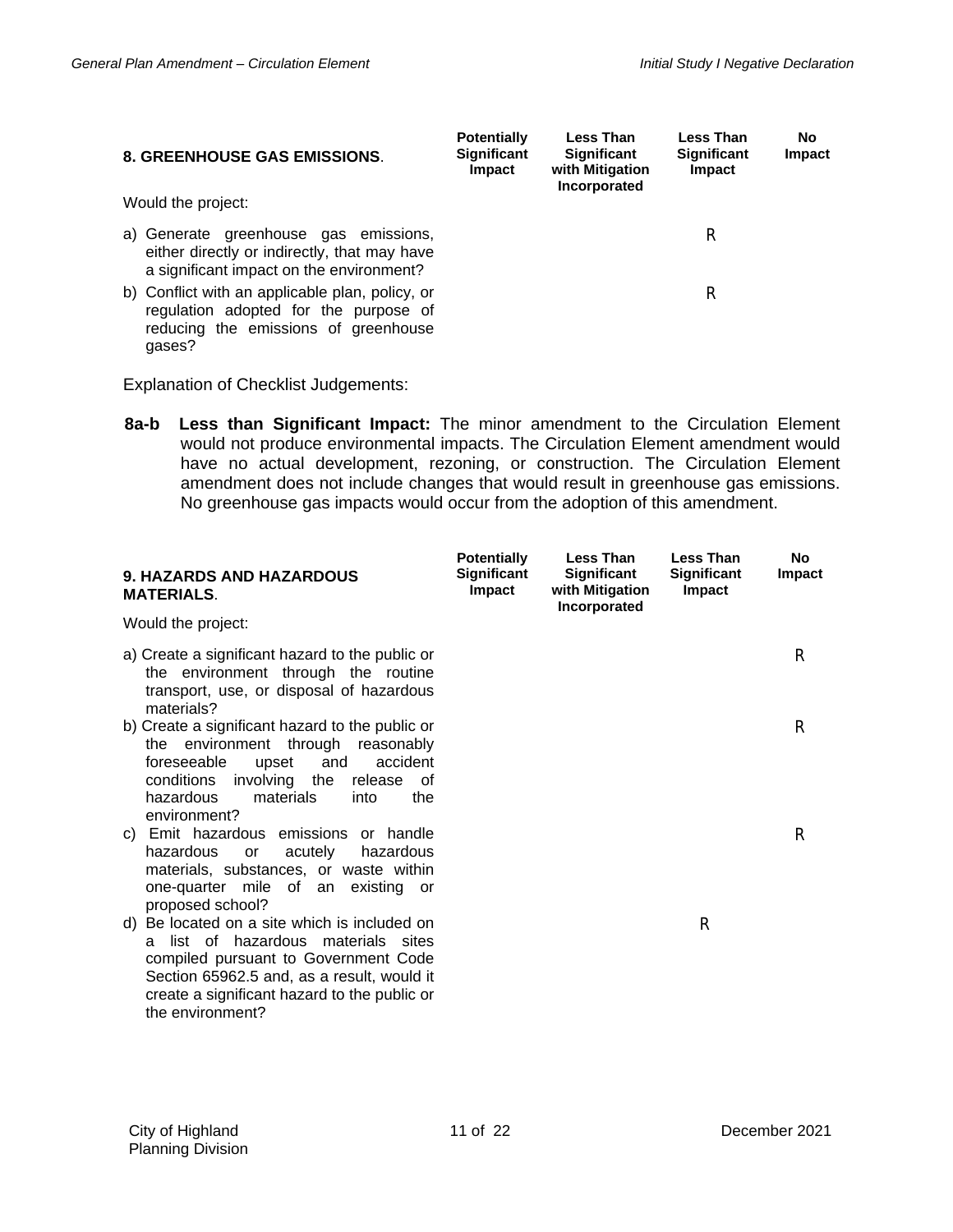| **8. GREENHOUSE GAS EMISSIONS**. | **Potentially Significant Impact** | **Less Than Significant with Mitigation Incorporated** | **Less Than Significant Impact** | **No Impact** |
|---|---|---|---|---|
| Would the project: | | | | |
| a) Generate greenhouse gas emissions, either directly or indirectly, that may have a significant impact on the environment? | | | R | |
| b) Conflict with an applicable plan, policy, or regulation adopted for the purpose of reducing the emissions of greenhouse gases? | | | R | |

Explanation of Checklist Judgements:

**8a-b Less than Significant Impact:** The minor amendment to the Circulation Element would not produce environmental impacts. The Circulation Element amendment would have no actual development, rezoning, or construction. The Circulation Element amendment does not include changes that would result in greenhouse gas emissions. No greenhouse gas impacts would occur from the adoption of this amendment.

| **9. HAZARDS AND HAZARDOUS MATERIALS**. | **Potentially Significant Impact** | **Less Than Significant with Mitigation Incorporated** | **Less Than Significant Impact** | **No Impact** |
|---|---|---|---|---|
| Would the project: | | | | |
| a) Create a significant hazard to the public or the environment through the routine transport, use, or disposal of hazardous materials? | | | | R |
| b) Create a significant hazard to the public or the environment through reasonably foreseeable upset and accident conditions involving the release of hazardous materials into the environment? | | | | R |
| c) Emit hazardous emissions or handle hazardous or acutely hazardous materials, substances, or waste within one-quarter mile of an existing or proposed school? | | | | R |
| d) Be located on a site which is included on a list of hazardous materials sites compiled pursuant to Government Code Section 65962.5 and, as a result, would it create a significant hazard to the public or the environment? | | | R | |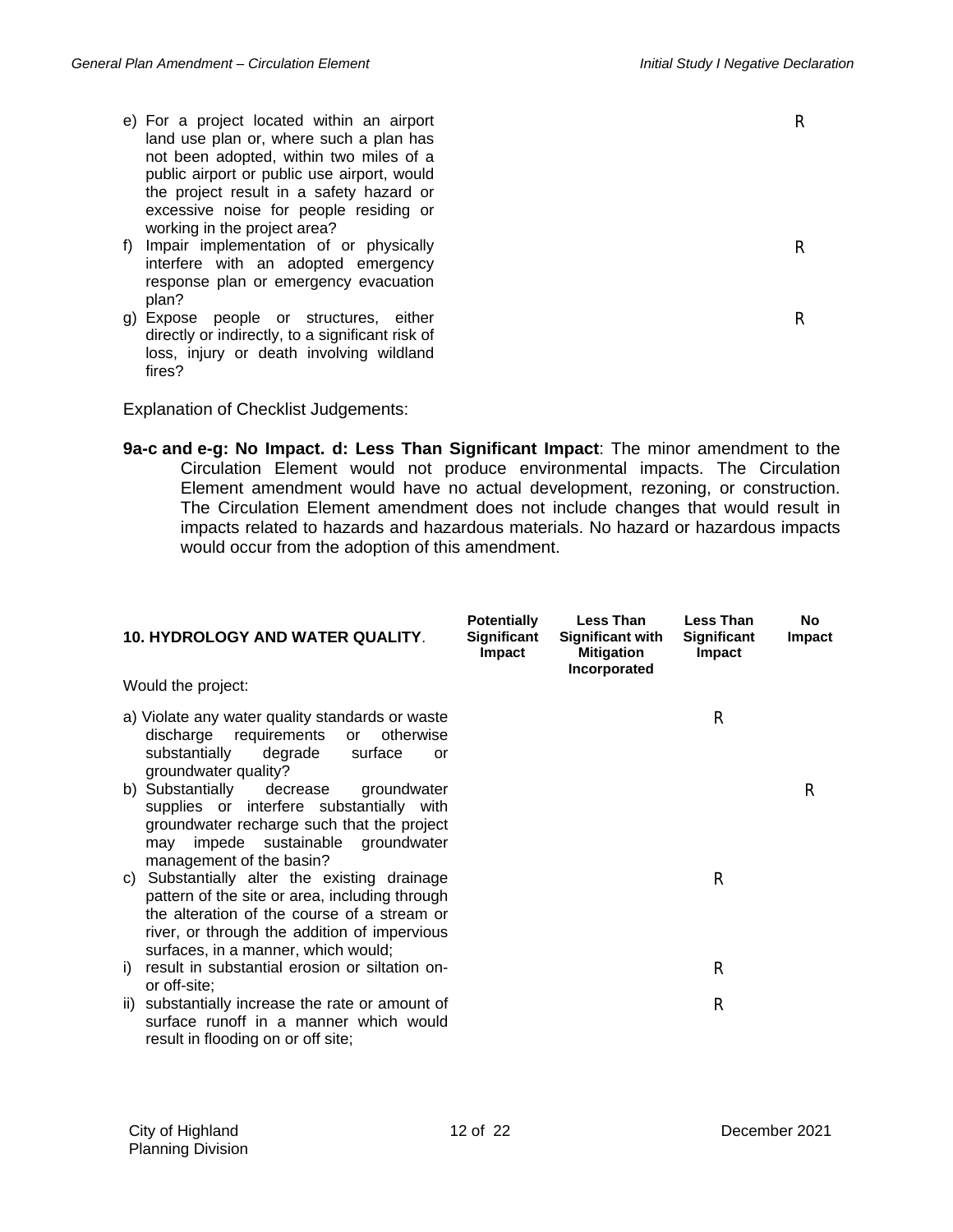| | Potentially Significant Impact | Less Than Significant with Mitigation Incorporated | Less Than Significant Impact | No Impact |
|---|---|---|---|---|
| e) For a project located within an airport land use plan or, where such a plan has not been adopted, within two miles of a public airport or public use airport, would the project result in a safety hazard or excessive noise for people residing or working in the project area? | | | | R |
| f) Impair implementation of or physically interfere with an adopted emergency response plan or emergency evacuation plan? | | | | R |
| g) Expose people or structures, either directly or indirectly, to a significant risk of loss, injury or death involving wildland fires? | | | | R |

Explanation of Checklist Judgements:

**9a-c and e-g: No Impact. d: Less Than Significant Impact**: The minor amendment to the Circulation Element would not produce environmental impacts. The Circulation Element amendment would have no actual development, rezoning, or construction. The Circulation Element amendment does not include changes that would result in impacts related to hazards and hazardous materials. No hazard or hazardous impacts would occur from the adoption of this amendment.

| **10. HYDROLOGY AND WATER QUALITY**. | Potentially Significant Impact | Less Than Significant with Mitigation Incorporated | Less Than Significant Impact | No Impact |
|---|---|---|---|---|
| Would the project: | | | | |
| a) Violate any water quality standards or waste discharge requirements or otherwise substantially degrade surface or groundwater quality? | | | R | |
| b) Substantially decrease groundwater supplies or interfere substantially with groundwater recharge such that the project may impede sustainable groundwater management of the basin? | | | | R |
| c) Substantially alter the existing drainage pattern of the site or area, including through the alteration of the course of a stream or river, or through the addition of impervious surfaces, in a manner, which would; | | | R | |
| i) result in substantial erosion or siltation on- or off-site; | | | R | |
| ii) substantially increase the rate or amount of surface runoff in a manner which would result in flooding on or off site; | | | R | |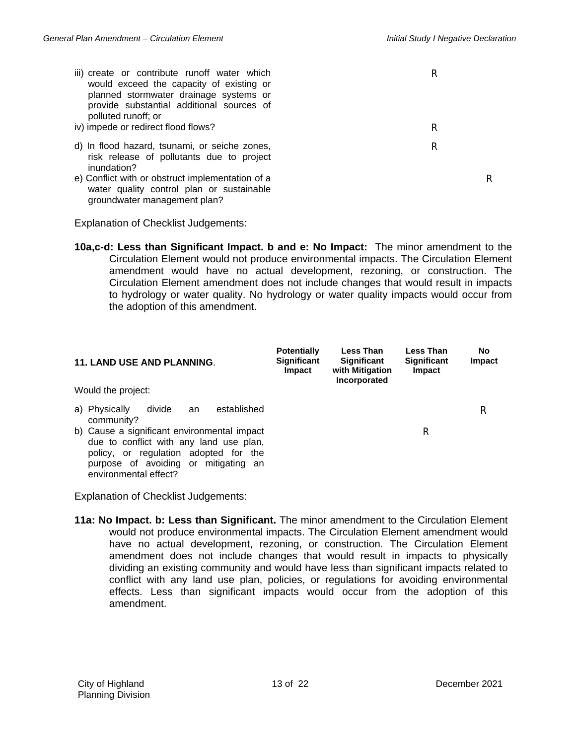| | Potentially Significant Impact | Less Than Significant with Mitigation Incorporated | Less Than Significant Impact | No Impact |
|---|---|---|---|---|
| iii) create or contribute runoff water which would exceed the capacity of existing or planned stormwater drainage systems or provide substantial additional sources of polluted runoff; or | | | R | |
| iv) impede or redirect flood flows? | | | R | |
| d) In flood hazard, tsunami, or seiche zones, risk release of pollutants due to project inundation? | | | R | |
| e) Conflict with or obstruct implementation of a water quality control plan or sustainable groundwater management plan? | | | | R |

Explanation of Checklist Judgements:

**10a,c-d: Less than Significant Impact. b and e: No Impact:** The minor amendment to the Circulation Element would not produce environmental impacts. The Circulation Element amendment would have no actual development, rezoning, or construction. The Circulation Element amendment does not include changes that would result in impacts to hydrology or water quality. No hydrology or water quality impacts would occur from the adoption of this amendment.

| **11. LAND USE AND PLANNING**. | Potentially Significant Impact | Less Than Significant with Mitigation Incorporated | Less Than Significant Impact | No Impact |
|---|---|---|---|---|
| Would the project: | | | | |
| a) Physically divide an established community? | | | | R |
| b) Cause a significant environmental impact due to conflict with any land use plan, policy, or regulation adopted for the purpose of avoiding or mitigating an environmental effect? | | | R | |

Explanation of Checklist Judgements:

**11a: No Impact. b: Less than Significant.** The minor amendment to the Circulation Element would not produce environmental impacts. The Circulation Element amendment would have no actual development, rezoning, or construction. The Circulation Element amendment does not include changes that would result in impacts to physically dividing an existing community and would have less than significant impacts related to conflict with any land use plan, policies, or regulations for avoiding environmental effects. Less than significant impacts would occur from the adoption of this amendment.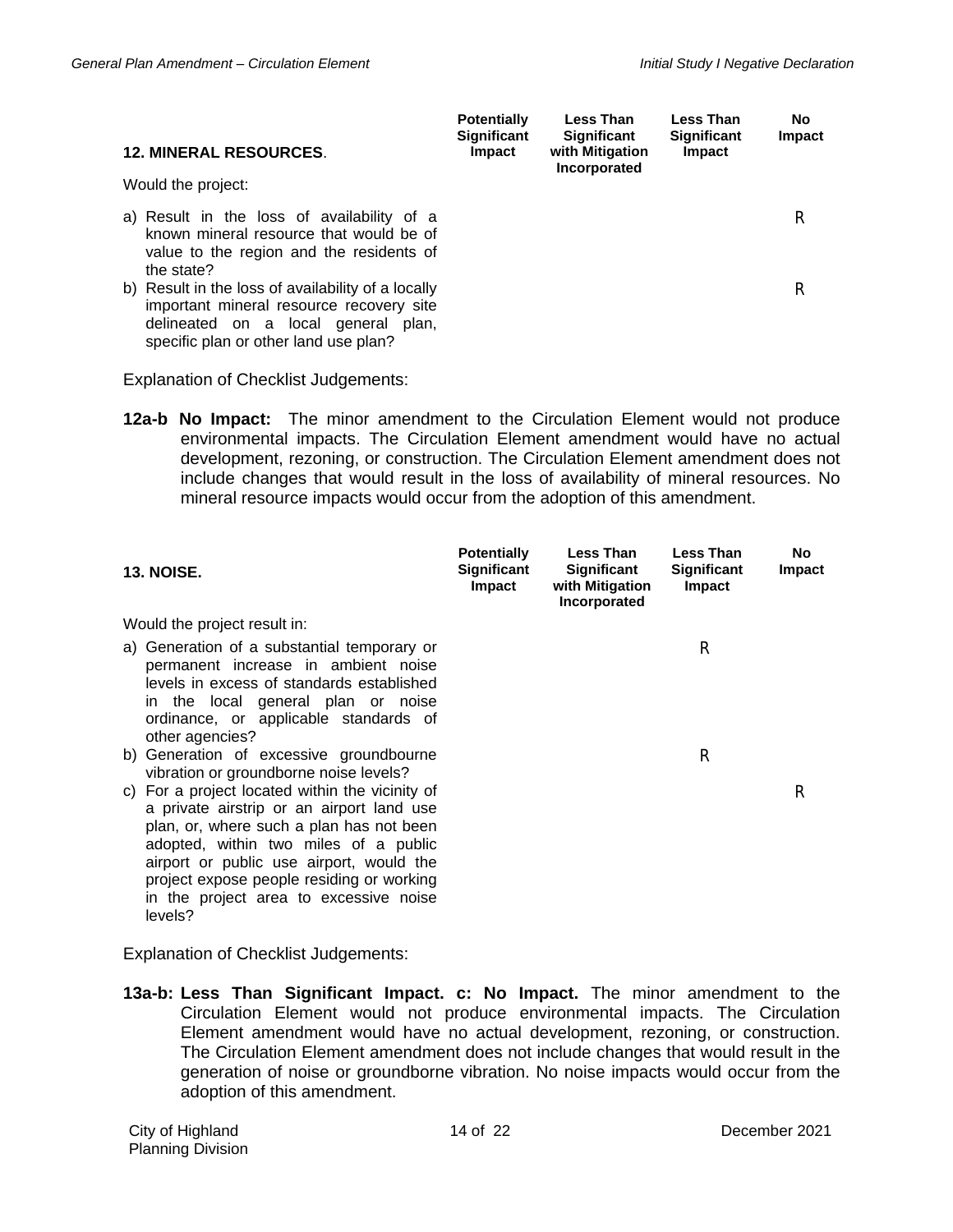| **12. MINERAL RESOURCES.** | **Potentially Significant Impact** | **Less Than Significant with Mitigation Incorporated** | **Less Than Significant Impact** | **No Impact** |
|---|---|---|---|---|
| Would the project: | | | | |
| a) Result in the loss of availability of a known mineral resource that would be of value to the region and the residents of the state? | | | | R |
| b) Result in the loss of availability of a locally important mineral resource recovery site delineated on a local general plan, specific plan or other land use plan? | | | | R |

Explanation of Checklist Judgements:

**12a-b No Impact:** The minor amendment to the Circulation Element would not produce environmental impacts. The Circulation Element amendment would have no actual development, rezoning, or construction. The Circulation Element amendment does not include changes that would result in the loss of availability of mineral resources. No mineral resource impacts would occur from the adoption of this amendment.

| **13. NOISE.** | **Potentially Significant Impact** | **Less Than Significant with Mitigation Incorporated** | **Less Than Significant Impact** | **No Impact** |
|---|---|---|---|---|
| Would the project result in: | | | | |
| a) Generation of a substantial temporary or permanent increase in ambient noise levels in excess of standards established in the local general plan or noise ordinance, or applicable standards of other agencies? | | | R | |
| b) Generation of excessive groundbourne vibration or groundborne noise levels? | | | R | |
| c) For a project located within the vicinity of a private airstrip or an airport land use plan, or, where such a plan has not been adopted, within two miles of a public airport or public use airport, would the project expose people residing or working in the project area to excessive noise levels? | | | | R |

Explanation of Checklist Judgements:

**13a-b: Less Than Significant Impact. c: No Impact.** The minor amendment to the Circulation Element would not produce environmental impacts. The Circulation Element amendment would have no actual development, rezoning, or construction. The Circulation Element amendment does not include changes that would result in the generation of noise or groundborne vibration. No noise impacts would occur from the adoption of this amendment.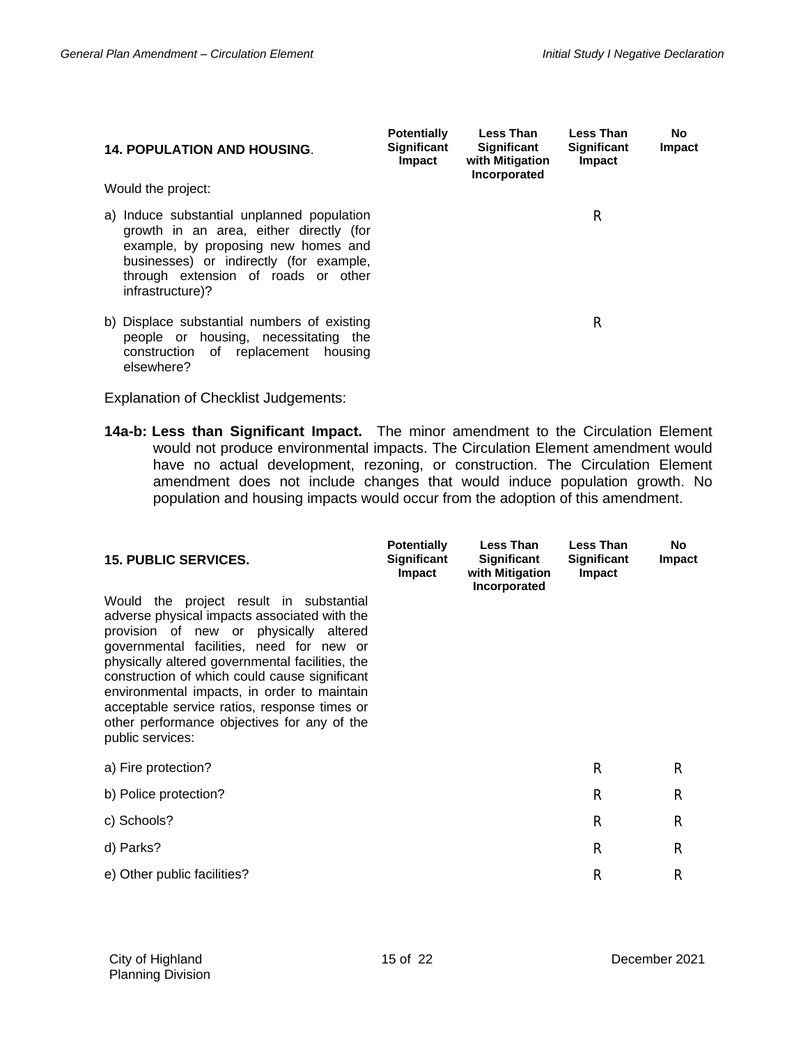| **14. POPULATION AND HOUSING**. | **Potentially Significant Impact** | **Less Than Significant with Mitigation Incorporated** | **Less Than Significant Impact** | **No Impact** |
|---|---|---|---|---|
| Would the project: | | | | |
| a) Induce substantial unplanned population growth in an area, either directly (for example, by proposing new homes and businesses) or indirectly (for example, through extension of roads or other infrastructure)? | | | R | |
| b) Displace substantial numbers of existing people or housing, necessitating the construction of replacement housing elsewhere? | | | R | |

Explanation of Checklist Judgements:

**14a-b: Less than Significant Impact.** The minor amendment to the Circulation Element would not produce environmental impacts. The Circulation Element amendment would have no actual development, rezoning, or construction. The Circulation Element amendment does not include changes that would induce population growth. No population and housing impacts would occur from the adoption of this amendment.

| **15. PUBLIC SERVICES.** | **Potentially Significant Impact** | **Less Than Significant with Mitigation Incorporated** | **Less Than Significant Impact** | **No Impact** |
|---|---|---|---|---|
| Would the project result in substantial adverse physical impacts associated with the provision of new or physically altered governmental facilities, need for new or physically altered governmental facilities, the construction of which could cause significant environmental impacts, in order to maintain acceptable service ratios, response times or other performance objectives for any of the public services: | | | | |
| a) Fire protection? | | | R | R |
| b) Police protection? | | | R | R |
| c) Schools? | | | R | R |
| d) Parks? | | | R | R |
| e) Other public facilities? | | | R | R |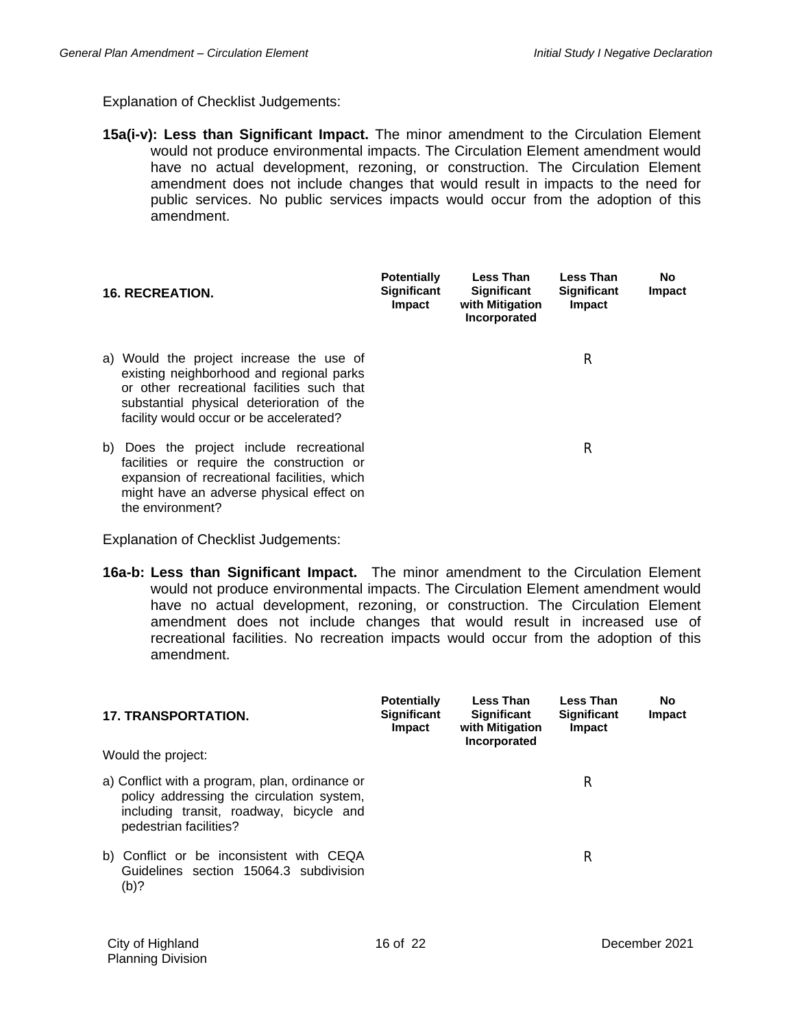Explanation of Checklist Judgements:

**15a(i-v): Less than Significant Impact.** The minor amendment to the Circulation Element would not produce environmental impacts. The Circulation Element amendment would have no actual development, rezoning, or construction. The Circulation Element amendment does not include changes that would result in impacts to the need for public services. No public services impacts would occur from the adoption of this amendment.

| **16. RECREATION.** | **Potentially Significant Impact** | **Less Than Significant with Mitigation Incorporated** | **Less Than Significant Impact** | **No Impact** |
|---|---|---|---|---|
| a) Would the project increase the use of existing neighborhood and regional parks or other recreational facilities such that substantial physical deterioration of the facility would occur or be accelerated? | | | R | |
| b) Does the project include recreational facilities or require the construction or expansion of recreational facilities, which might have an adverse physical effect on the environment? | | | R | |

Explanation of Checklist Judgements:

**16a-b: Less than Significant Impact.** The minor amendment to the Circulation Element would not produce environmental impacts. The Circulation Element amendment would have no actual development, rezoning, or construction. The Circulation Element amendment does not include changes that would result in increased use of recreational facilities. No recreation impacts would occur from the adoption of this amendment.

| **17. TRANSPORTATION.** | **Potentially Significant Impact** | **Less Than Significant with Mitigation Incorporated** | **Less Than Significant Impact** | **No Impact** |
|---|---|---|---|---|
| Would the project: | | | | |
| a) Conflict with a program, plan, ordinance or policy addressing the circulation system, including transit, roadway, bicycle and pedestrian facilities? | | | R | |
| b) Conflict or be inconsistent with CEQA Guidelines section 15064.3 subdivision (b)? | | | R | |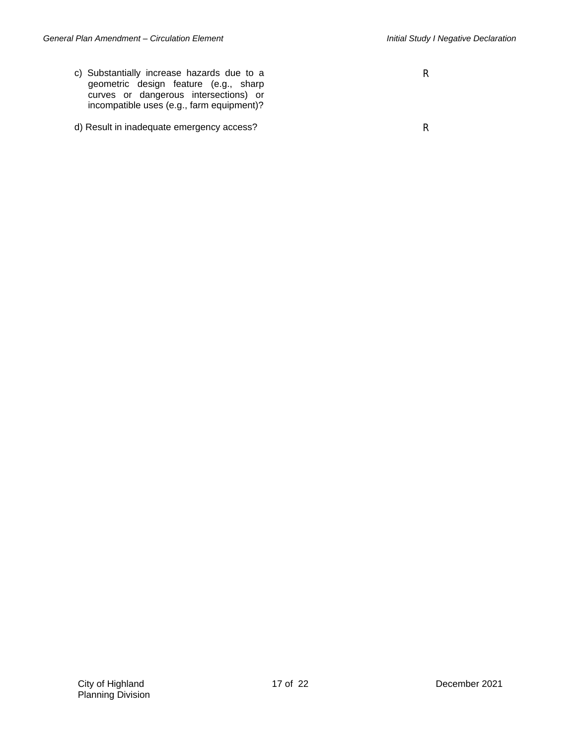| | |
|---|---|
| c) Substantially increase hazards due to a geometric design feature (e.g., sharp curves or dangerous intersections) or incompatible uses (e.g., farm equipment)? | R |
| d) Result in inadequate emergency access? | R |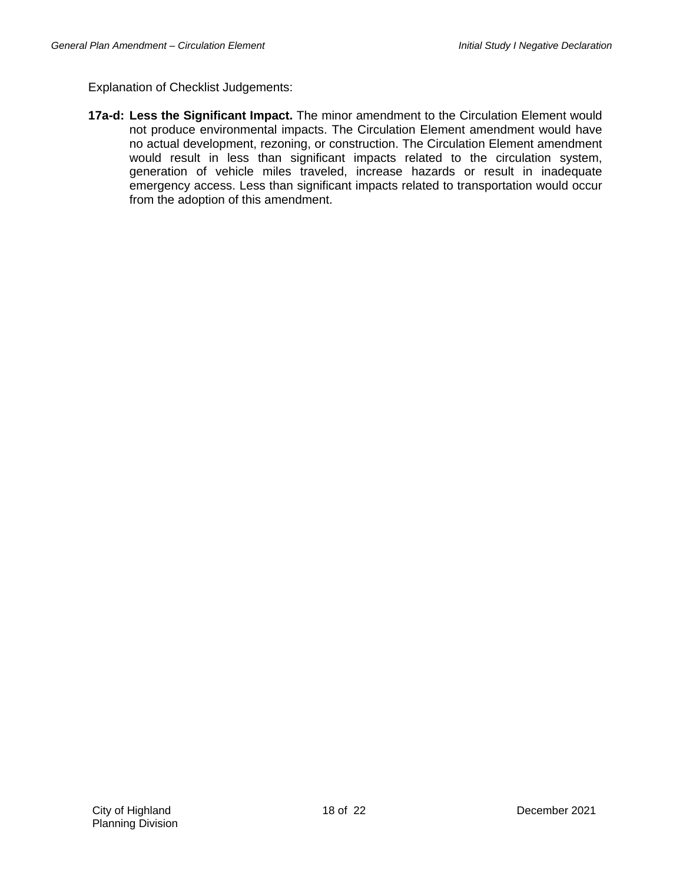Explanation of Checklist Judgements:

**17a-d: Less the Significant Impact.** The minor amendment to the Circulation Element would not produce environmental impacts. The Circulation Element amendment would have no actual development, rezoning, or construction. The Circulation Element amendment would result in less than significant impacts related to the circulation system, generation of vehicle miles traveled, increase hazards or result in inadequate emergency access. Less than significant impacts related to transportation would occur from the adoption of this amendment.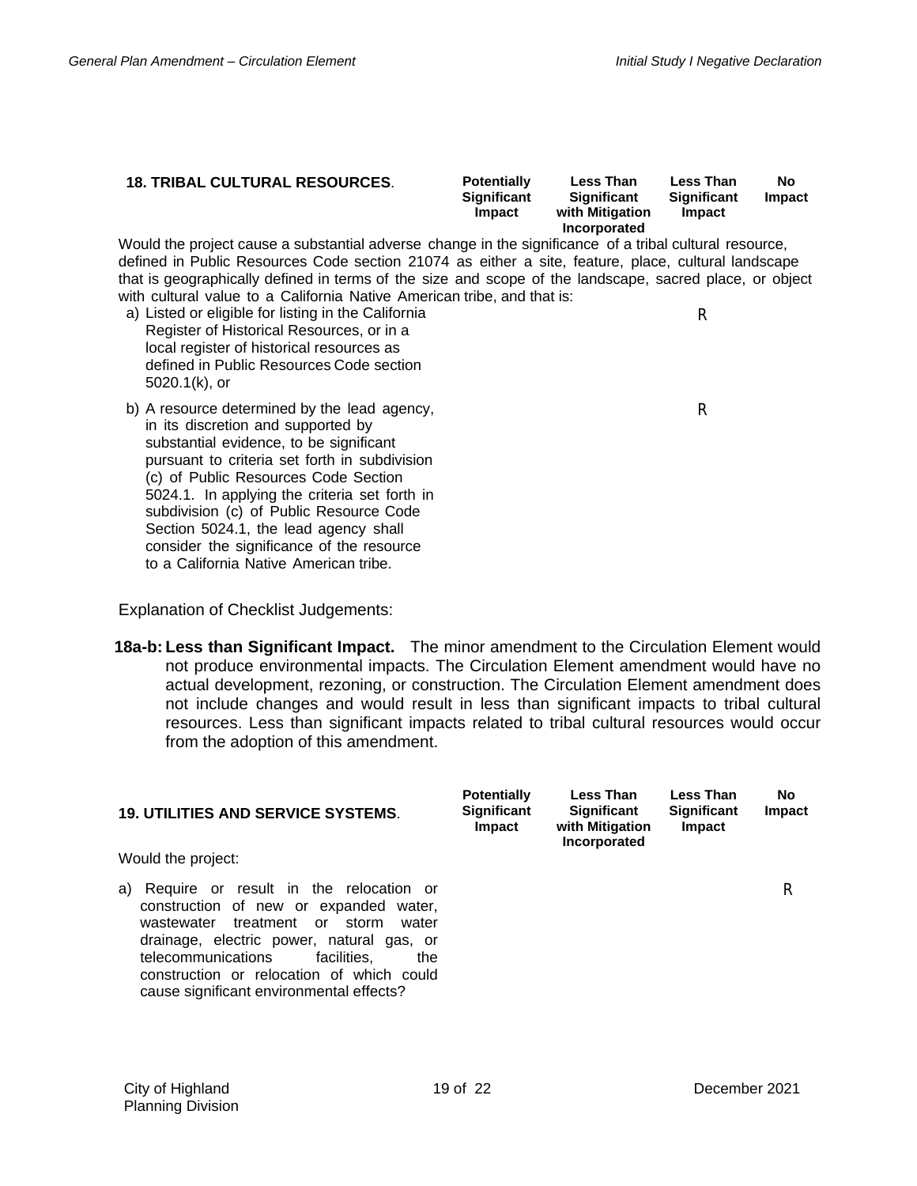| **18. TRIBAL CULTURAL RESOURCES**. | **Potentially Significant Impact** | **Less Than Significant with Mitigation Incorporated** | **Less Than Significant Impact** | **No Impact** |
|---|---|---|---|---|
| Would the project cause a substantial adverse change in the significance of a tribal cultural resource, defined in Public Resources Code section 21074 as either a site, feature, place, cultural landscape that is geographically defined in terms of the size and scope of the landscape, sacred place, or object with cultural value to a California Native American tribe, and that is: | | | | |
| a) Listed or eligible for listing in the California Register of Historical Resources, or in a local register of historical resources as defined in Public Resources Code section 5020.1(k), or | | | R | |
| b) A resource determined by the lead agency, in its discretion and supported by substantial evidence, to be significant pursuant to criteria set forth in subdivision (c) of Public Resources Code Section 5024.1. In applying the criteria set forth in subdivision (c) of Public Resource Code Section 5024.1, the lead agency shall consider the significance of the resource to a California Native American tribe. | | | R | |

Explanation of Checklist Judgements:

**18a-b: Less than Significant Impact.** The minor amendment to the Circulation Element would not produce environmental impacts. The Circulation Element amendment would have no actual development, rezoning, or construction. The Circulation Element amendment does not include changes and would result in less than significant impacts to tribal cultural resources. Less than significant impacts related to tribal cultural resources would occur from the adoption of this amendment.

| **19. UTILITIES AND SERVICE SYSTEMS**. | **Potentially Significant Impact** | **Less Than Significant with Mitigation Incorporated** | **Less Than Significant Impact** | **No Impact** |
|---|---|---|---|---|
| Would the project: | | | | |
| a) Require or result in the relocation or construction of new or expanded water, wastewater treatment or storm water drainage, electric power, natural gas, or telecommunications facilities, the construction or relocation of which could cause significant environmental effects? | | | | R |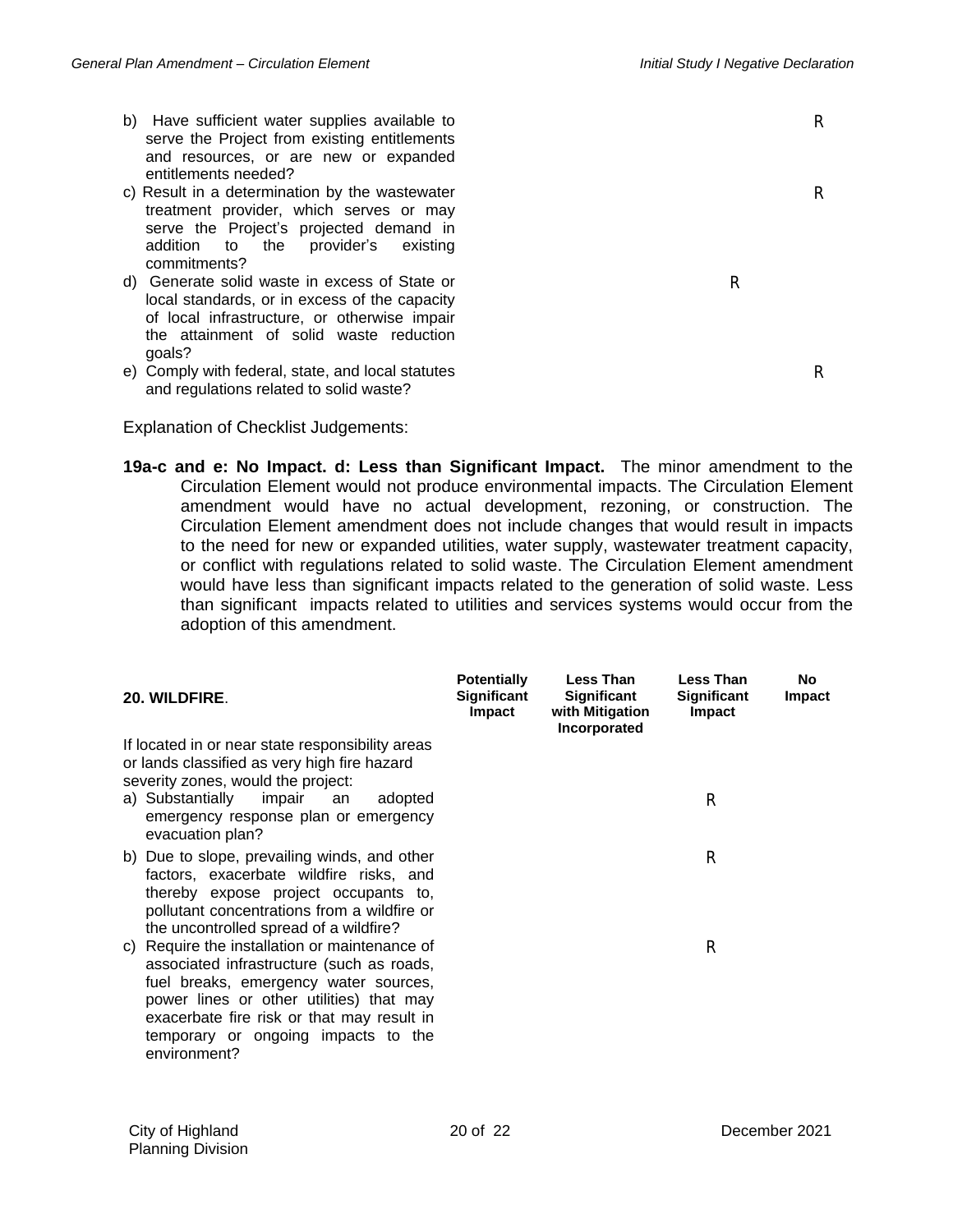| | Potentially Significant Impact | Less Than Significant with Mitigation Incorporated | Less Than Significant Impact | No Impact |
|---|---|---|---|---|
| b) Have sufficient water supplies available to serve the Project from existing entitlements and resources, or are new or expanded entitlements needed? | | | | R |
| c) Result in a determination by the wastewater treatment provider, which serves or may serve the Project's projected demand in addition to the provider's existing commitments? | | | | R |
| d) Generate solid waste in excess of State or local standards, or in excess of the capacity of local infrastructure, or otherwise impair the attainment of solid waste reduction goals? | | | R | |
| e) Comply with federal, state, and local statutes and regulations related to solid waste? | | | | R |

Explanation of Checklist Judgements:

**19a-c and e: No Impact. d: Less than Significant Impact.** The minor amendment to the Circulation Element would not produce environmental impacts. The Circulation Element amendment would have no actual development, rezoning, or construction. The Circulation Element amendment does not include changes that would result in impacts to the need for new or expanded utilities, water supply, wastewater treatment capacity, or conflict with regulations related to solid waste. The Circulation Element amendment would have less than significant impacts related to the generation of solid waste. Less than significant impacts related to utilities and services systems would occur from the adoption of this amendment.

| **20. WILDFIRE**. | Potentially Significant Impact | Less Than Significant with Mitigation Incorporated | Less Than Significant Impact | No Impact |
|---|---|---|---|---|
| If located in or near state responsibility areas or lands classified as very high fire hazard severity zones, would the project: | | | | |
| a) Substantially impair an adopted emergency response plan or emergency evacuation plan? | | | R | |
| b) Due to slope, prevailing winds, and other factors, exacerbate wildfire risks, and thereby expose project occupants to, pollutant concentrations from a wildfire or the uncontrolled spread of a wildfire? | | | R | |
| c) Require the installation or maintenance of associated infrastructure (such as roads, fuel breaks, emergency water sources, power lines or other utilities) that may exacerbate fire risk or that may result in temporary or ongoing impacts to the environment? | | | R | |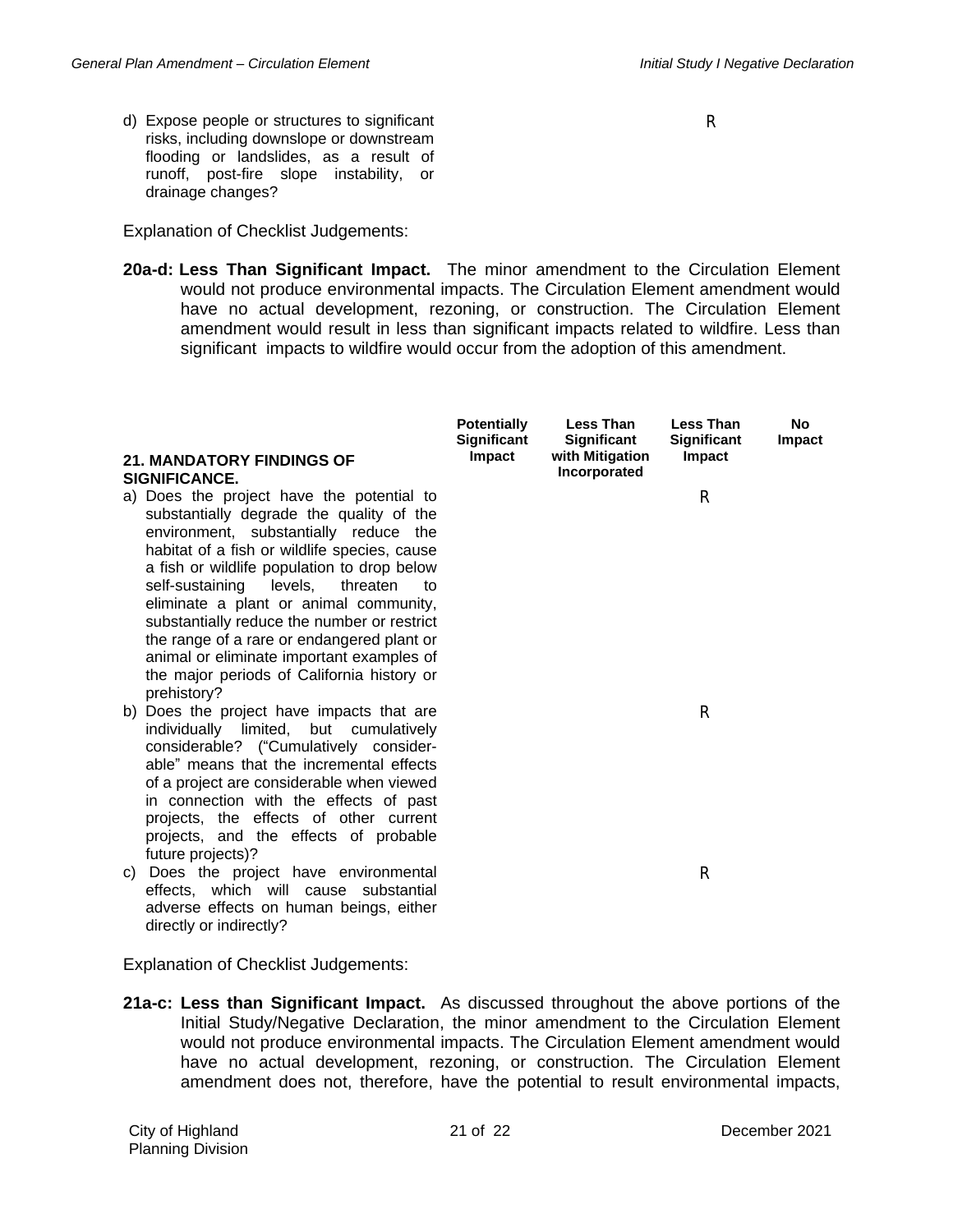| | Potentially Significant Impact | Less Than Significant with Mitigation Incorporated | Less Than Significant Impact | No Impact |
|---|---|---|---|---|
| d) Expose people or structures to significant risks, including downslope or downstream flooding or landslides, as a result of runoff, post-fire slope instability, or drainage changes? | | | R | |

Explanation of Checklist Judgements:

**20a-d: Less Than Significant Impact.** The minor amendment to the Circulation Element would not produce environmental impacts. The Circulation Element amendment would have no actual development, rezoning, or construction. The Circulation Element amendment would result in less than significant impacts related to wildfire. Less than significant impacts to wildfire would occur from the adoption of this amendment.

| **21. MANDATORY FINDINGS OF SIGNIFICANCE.** | Potentially Significant Impact | Less Than Significant with Mitigation Incorporated | Less Than Significant Impact | No Impact |
|---|---|---|---|---|
| a) Does the project have the potential to substantially degrade the quality of the environment, substantially reduce the habitat of a fish or wildlife species, cause a fish or wildlife population to drop below self-sustaining levels, threaten to eliminate a plant or animal community, substantially reduce the number or restrict the range of a rare or endangered plant or animal or eliminate important examples of the major periods of California history or prehistory? | | | R | |
| b) Does the project have impacts that are individually limited, but cumulatively considerable? ("Cumulatively considerable" means that the incremental effects of a project are considerable when viewed in connection with the effects of past projects, the effects of other current projects, and the effects of probable future projects)? | | | R | |
| c) Does the project have environmental effects, which will cause substantial adverse effects on human beings, either directly or indirectly? | | | R | |

Explanation of Checklist Judgements:

**21a-c: Less than Significant Impact.** As discussed throughout the above portions of the Initial Study/Negative Declaration, the minor amendment to the Circulation Element would not produce environmental impacts. The Circulation Element amendment would have no actual development, rezoning, or construction. The Circulation Element amendment does not, therefore, have the potential to result environmental impacts,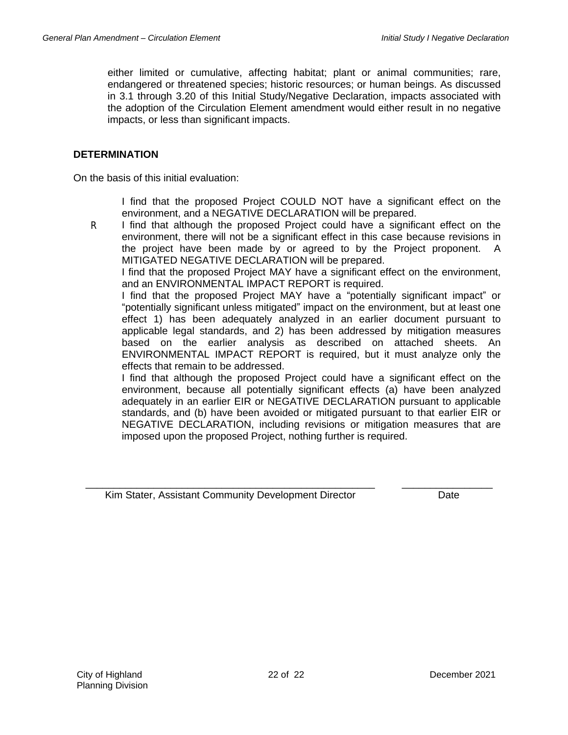either limited or cumulative, affecting habitat; plant or animal communities; rare, endangered or threatened species; historic resources; or human beings. As discussed in 3.1 through 3.20 of this Initial Study/Negative Declaration, impacts associated with the adoption of the Circulation Element amendment would either result in no negative impacts, or less than significant impacts.

**DETERMINATION**

On the basis of this initial evaluation:

I find that the proposed Project COULD NOT have a significant effect on the environment, and a NEGATIVE DECLARATION will be prepared.

R I find that although the proposed Project could have a significant effect on the environment, there will not be a significant effect in this case because revisions in the project have been made by or agreed to by the Project proponent. A MITIGATED NEGATIVE DECLARATION will be prepared.

I find that the proposed Project MAY have a significant effect on the environment, and an ENVIRONMENTAL IMPACT REPORT is required.

I find that the proposed Project MAY have a "potentially significant impact" or "potentially significant unless mitigated" impact on the environment, but at least one effect 1) has been adequately analyzed in an earlier document pursuant to applicable legal standards, and 2) has been addressed by mitigation measures based on the earlier analysis as described on attached sheets. An ENVIRONMENTAL IMPACT REPORT is required, but it must analyze only the effects that remain to be addressed.

I find that although the proposed Project could have a significant effect on the environment, because all potentially significant effects (a) have been analyzed adequately in an earlier EIR or NEGATIVE DECLARATION pursuant to applicable standards, and (b) have been avoided or mitigated pursuant to that earlier EIR or NEGATIVE DECLARATION, including revisions or mitigation measures that are imposed upon the proposed Project, nothing further is required.

_______________________________________________ ________________

Kim Stater, Assistant Community Development Director Date